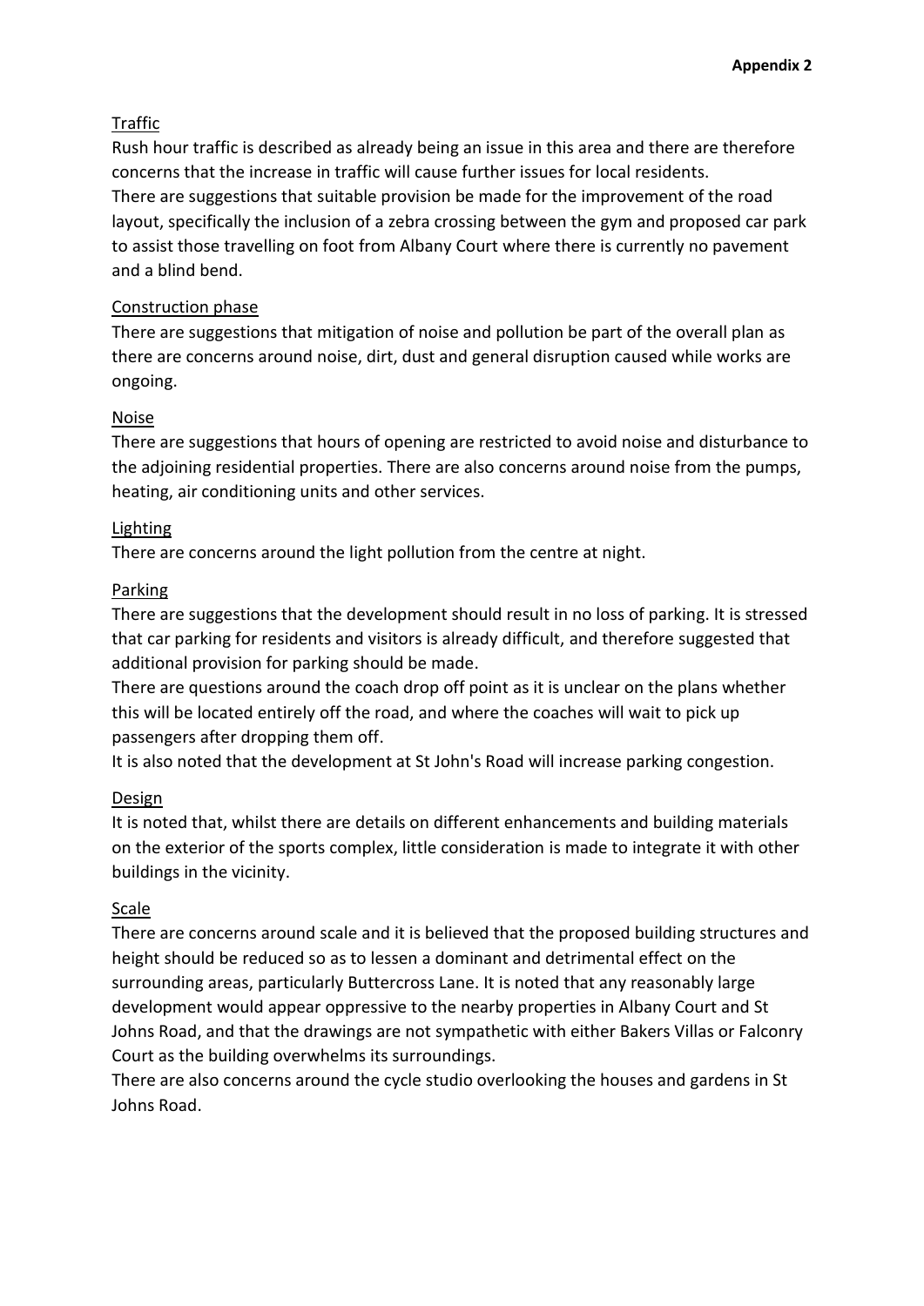**Appendix 2**

Traffic

Rush hour traffic is described as already being an issue in this area and there are therefore concerns that the increase in traffic will cause further issues for local residents.
There are suggestions that suitable provision be made for the improvement of the road layout, specifically the inclusion of a zebra crossing between the gym and proposed car park to assist those travelling on foot from Albany Court where there is currently no pavement and a blind bend.

Construction phase

There are suggestions that mitigation of noise and pollution be part of the overall plan as there are concerns around noise, dirt, dust and general disruption caused while works are ongoing.

Noise

There are suggestions that hours of opening are restricted to avoid noise and disturbance to the adjoining residential properties. There are also concerns around noise from the pumps, heating, air conditioning units and other services.

Lighting

There are concerns around the light pollution from the centre at night.

Parking

There are suggestions that the development should result in no loss of parking. It is stressed that car parking for residents and visitors is already difficult, and therefore suggested that additional provision for parking should be made.
There are questions around the coach drop off point as it is unclear on the plans whether this will be located entirely off the road, and where the coaches will wait to pick up passengers after dropping them off.
It is also noted that the development at St John's Road will increase parking congestion.

Design

It is noted that, whilst there are details on different enhancements and building materials on the exterior of the sports complex, little consideration is made to integrate it with other buildings in the vicinity.

Scale

There are concerns around scale and it is believed that the proposed building structures and height should be reduced so as to lessen a dominant and detrimental effect on the surrounding areas, particularly Buttercross Lane. It is noted that any reasonably large development would appear oppressive to the nearby properties in Albany Court and St Johns Road, and that the drawings are not sympathetic with either Bakers Villas or Falconry Court as the building overwhelms its surroundings.
There are also concerns around the cycle studio overlooking the houses and gardens in St Johns Road.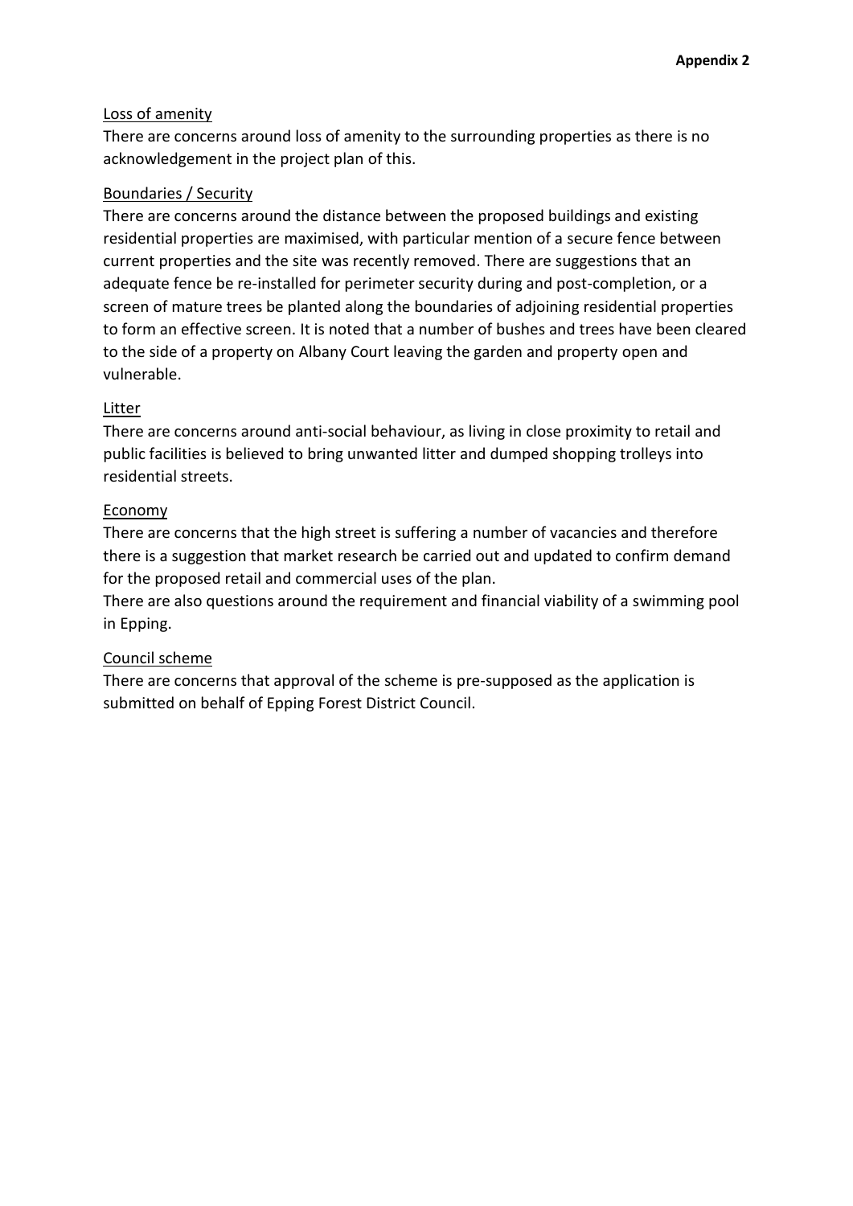**Appendix 2**

Loss of amenity

There are concerns around loss of amenity to the surrounding properties as there is no acknowledgement in the project plan of this.

Boundaries / Security

There are concerns around the distance between the proposed buildings and existing residential properties are maximised, with particular mention of a secure fence between current properties and the site was recently removed. There are suggestions that an adequate fence be re-installed for perimeter security during and post-completion, or a screen of mature trees be planted along the boundaries of adjoining residential properties to form an effective screen. It is noted that a number of bushes and trees have been cleared to the side of a property on Albany Court leaving the garden and property open and vulnerable.

Litter

There are concerns around anti-social behaviour, as living in close proximity to retail and public facilities is believed to bring unwanted litter and dumped shopping trolleys into residential streets.

Economy

There are concerns that the high street is suffering a number of vacancies and therefore there is a suggestion that market research be carried out and updated to confirm demand for the proposed retail and commercial uses of the plan.

There are also questions around the requirement and financial viability of a swimming pool in Epping.

Council scheme

There are concerns that approval of the scheme is pre-supposed as the application is submitted on behalf of Epping Forest District Council.